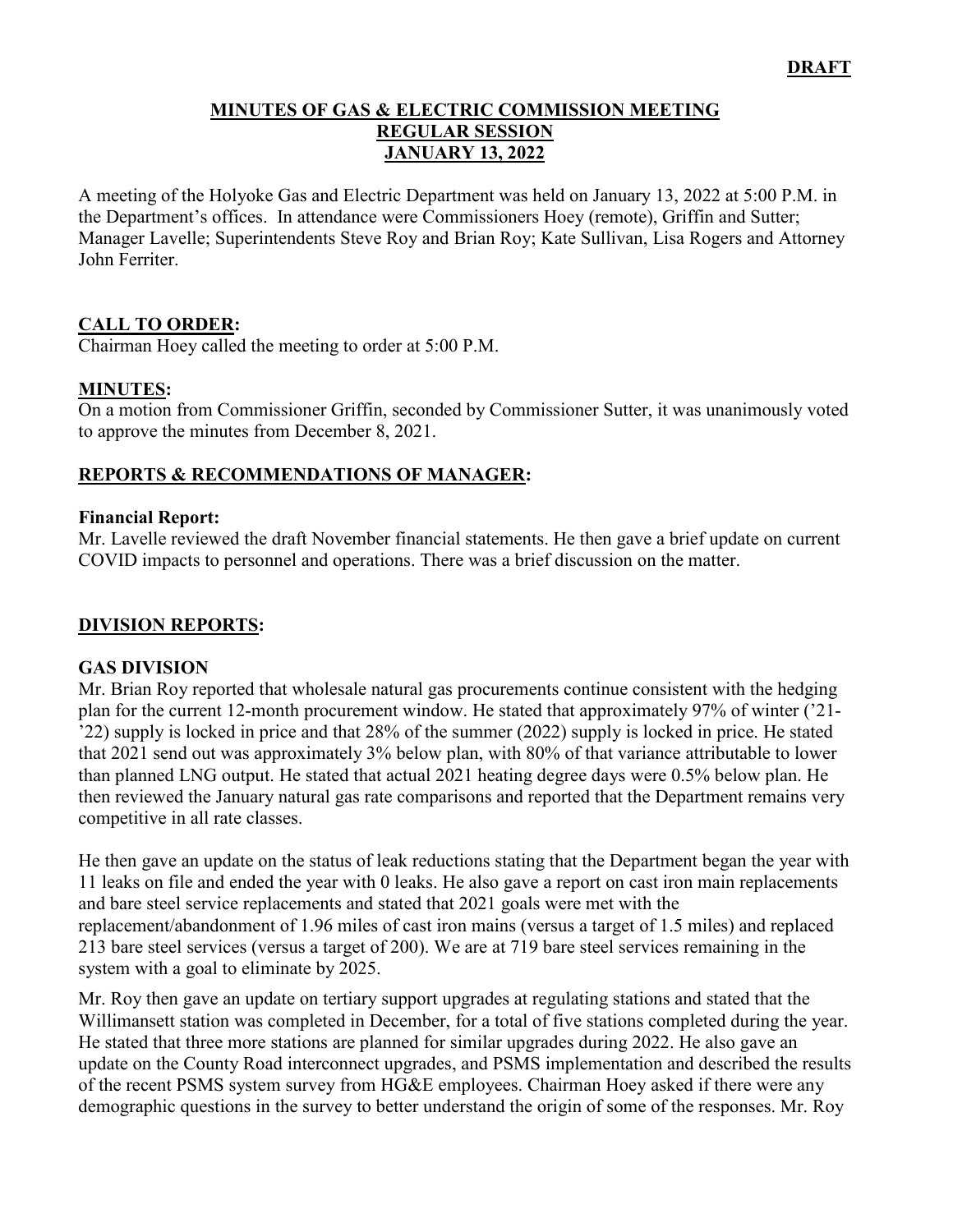**DRAFT**

# MINUTES OF GAS & ELECTRIC COMMISSION MEETING
## REGULAR SESSION
## JANUARY 13, 2022

A meeting of the Holyoke Gas and Electric Department was held on January 13, 2022 at 5:00 P.M. in the Department's offices. In attendance were Commissioners Hoey (remote), Griffin and Sutter; Manager Lavelle; Superintendents Steve Roy and Brian Roy; Kate Sullivan, Lisa Rogers and Attorney John Ferriter.

### CALL TO ORDER:

Chairman Hoey called the meeting to order at 5:00 P.M.

### MINUTES:

On a motion from Commissioner Griffin, seconded by Commissioner Sutter, it was unanimously voted to approve the minutes from December 8, 2021.

### REPORTS & RECOMMENDATIONS OF MANAGER:

**Financial Report:**

Mr. Lavelle reviewed the draft November financial statements. He then gave a brief update on current COVID impacts to personnel and operations. There was a brief discussion on the matter.

### DIVISION REPORTS:

**GAS DIVISION**

Mr. Brian Roy reported that wholesale natural gas procurements continue consistent with the hedging plan for the current 12-month procurement window. He stated that approximately 97% of winter ('21-'22) supply is locked in price and that 28% of the summer (2022) supply is locked in price. He stated that 2021 send out was approximately 3% below plan, with 80% of that variance attributable to lower than planned LNG output. He stated that actual 2021 heating degree days were 0.5% below plan. He then reviewed the January natural gas rate comparisons and reported that the Department remains very competitive in all rate classes.

He then gave an update on the status of leak reductions stating that the Department began the year with 11 leaks on file and ended the year with 0 leaks. He also gave a report on cast iron main replacements and bare steel service replacements and stated that 2021 goals were met with the replacement/abandonment of 1.96 miles of cast iron mains (versus a target of 1.5 miles) and replaced 213 bare steel services (versus a target of 200). We are at 719 bare steel services remaining in the system with a goal to eliminate by 2025.

Mr. Roy then gave an update on tertiary support upgrades at regulating stations and stated that the Willimansett station was completed in December, for a total of five stations completed during the year. He stated that three more stations are planned for similar upgrades during 2022. He also gave an update on the County Road interconnect upgrades, and PSMS implementation and described the results of the recent PSMS system survey from HG&E employees. Chairman Hoey asked if there were any demographic questions in the survey to better understand the origin of some of the responses. Mr. Roy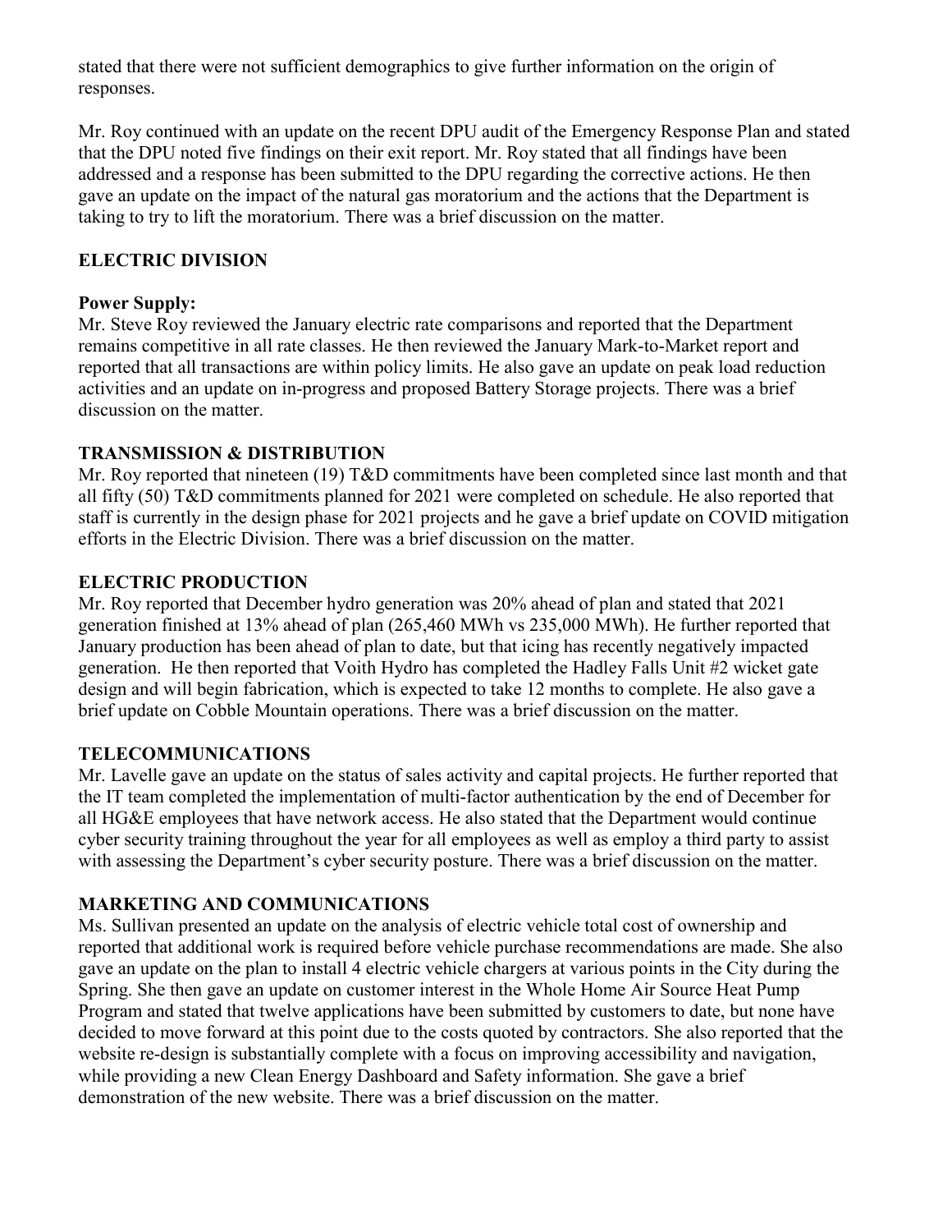stated that there were not sufficient demographics to give further information on the origin of responses.

Mr. Roy continued with an update on the recent DPU audit of the Emergency Response Plan and stated that the DPU noted five findings on their exit report. Mr. Roy stated that all findings have been addressed and a response has been submitted to the DPU regarding the corrective actions. He then gave an update on the impact of the natural gas moratorium and the actions that the Department is taking to try to lift the moratorium. There was a brief discussion on the matter.

## ELECTRIC DIVISION

**Power Supply:**
Mr. Steve Roy reviewed the January electric rate comparisons and reported that the Department remains competitive in all rate classes. He then reviewed the January Mark-to-Market report and reported that all transactions are within policy limits. He also gave an update on peak load reduction activities and an update on in-progress and proposed Battery Storage projects. There was a brief discussion on the matter.

## TRANSMISSION & DISTRIBUTION

Mr. Roy reported that nineteen (19) T&D commitments have been completed since last month and that all fifty (50) T&D commitments planned for 2021 were completed on schedule. He also reported that staff is currently in the design phase for 2021 projects and he gave a brief update on COVID mitigation efforts in the Electric Division. There was a brief discussion on the matter.

## ELECTRIC PRODUCTION

Mr. Roy reported that December hydro generation was 20% ahead of plan and stated that 2021 generation finished at 13% ahead of plan (265,460 MWh vs 235,000 MWh). He further reported that January production has been ahead of plan to date, but that icing has recently negatively impacted generation. He then reported that Voith Hydro has completed the Hadley Falls Unit #2 wicket gate design and will begin fabrication, which is expected to take 12 months to complete. He also gave a brief update on Cobble Mountain operations. There was a brief discussion on the matter.

## TELECOMMUNICATIONS

Mr. Lavelle gave an update on the status of sales activity and capital projects. He further reported that the IT team completed the implementation of multi-factor authentication by the end of December for all HG&E employees that have network access. He also stated that the Department would continue cyber security training throughout the year for all employees as well as employ a third party to assist with assessing the Department's cyber security posture. There was a brief discussion on the matter.

## MARKETING AND COMMUNICATIONS

Ms. Sullivan presented an update on the analysis of electric vehicle total cost of ownership and reported that additional work is required before vehicle purchase recommendations are made. She also gave an update on the plan to install 4 electric vehicle chargers at various points in the City during the Spring. She then gave an update on customer interest in the Whole Home Air Source Heat Pump Program and stated that twelve applications have been submitted by customers to date, but none have decided to move forward at this point due to the costs quoted by contractors. She also reported that the website re-design is substantially complete with a focus on improving accessibility and navigation, while providing a new Clean Energy Dashboard and Safety information. She gave a brief demonstration of the new website. There was a brief discussion on the matter.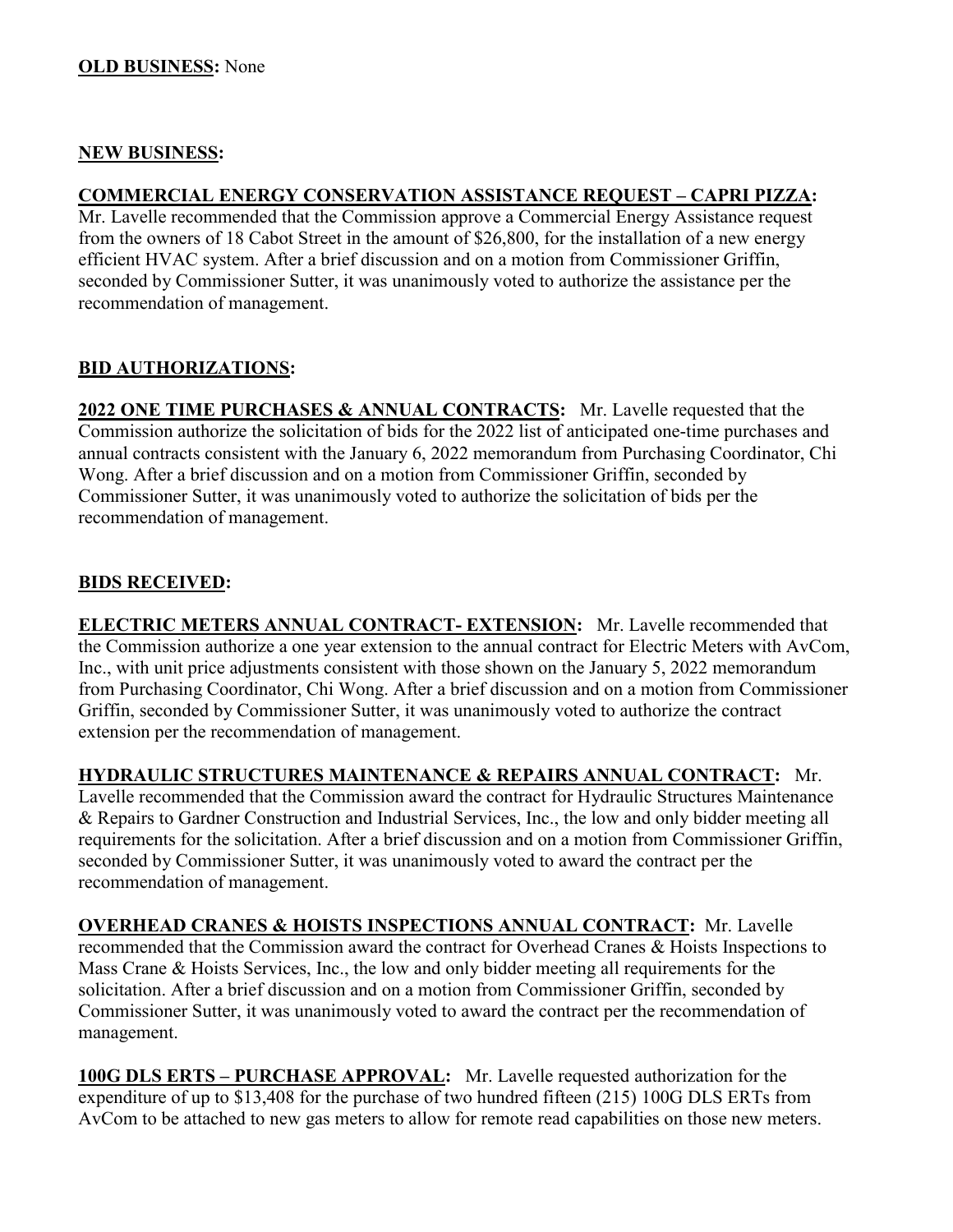**OLD BUSINESS:** None

**NEW BUSINESS:**

**COMMERCIAL ENERGY CONSERVATION ASSISTANCE REQUEST – CAPRI PIZZA:** Mr. Lavelle recommended that the Commission approve a Commercial Energy Assistance request from the owners of 18 Cabot Street in the amount of $26,800, for the installation of a new energy efficient HVAC system. After a brief discussion and on a motion from Commissioner Griffin, seconded by Commissioner Sutter, it was unanimously voted to authorize the assistance per the recommendation of management.

**BID AUTHORIZATIONS:**

**2022 ONE TIME PURCHASES & ANNUAL CONTRACTS:** Mr. Lavelle requested that the Commission authorize the solicitation of bids for the 2022 list of anticipated one-time purchases and annual contracts consistent with the January 6, 2022 memorandum from Purchasing Coordinator, Chi Wong. After a brief discussion and on a motion from Commissioner Griffin, seconded by Commissioner Sutter, it was unanimously voted to authorize the solicitation of bids per the recommendation of management.

**BIDS RECEIVED:**

**ELECTRIC METERS ANNUAL CONTRACT- EXTENSION:** Mr. Lavelle recommended that the Commission authorize a one year extension to the annual contract for Electric Meters with AvCom, Inc., with unit price adjustments consistent with those shown on the January 5, 2022 memorandum from Purchasing Coordinator, Chi Wong. After a brief discussion and on a motion from Commissioner Griffin, seconded by Commissioner Sutter, it was unanimously voted to authorize the contract extension per the recommendation of management.

**HYDRAULIC STRUCTURES MAINTENANCE & REPAIRS ANNUAL CONTRACT:** Mr. Lavelle recommended that the Commission award the contract for Hydraulic Structures Maintenance & Repairs to Gardner Construction and Industrial Services, Inc., the low and only bidder meeting all requirements for the solicitation. After a brief discussion and on a motion from Commissioner Griffin, seconded by Commissioner Sutter, it was unanimously voted to award the contract per the recommendation of management.

**OVERHEAD CRANES & HOISTS INSPECTIONS ANNUAL CONTRACT:** Mr. Lavelle recommended that the Commission award the contract for Overhead Cranes & Hoists Inspections to Mass Crane & Hoists Services, Inc., the low and only bidder meeting all requirements for the solicitation. After a brief discussion and on a motion from Commissioner Griffin, seconded by Commissioner Sutter, it was unanimously voted to award the contract per the recommendation of management.

**100G DLS ERTS – PURCHASE APPROVAL:** Mr. Lavelle requested authorization for the expenditure of up to $13,408 for the purchase of two hundred fifteen (215) 100G DLS ERTs from AvCom to be attached to new gas meters to allow for remote read capabilities on those new meters.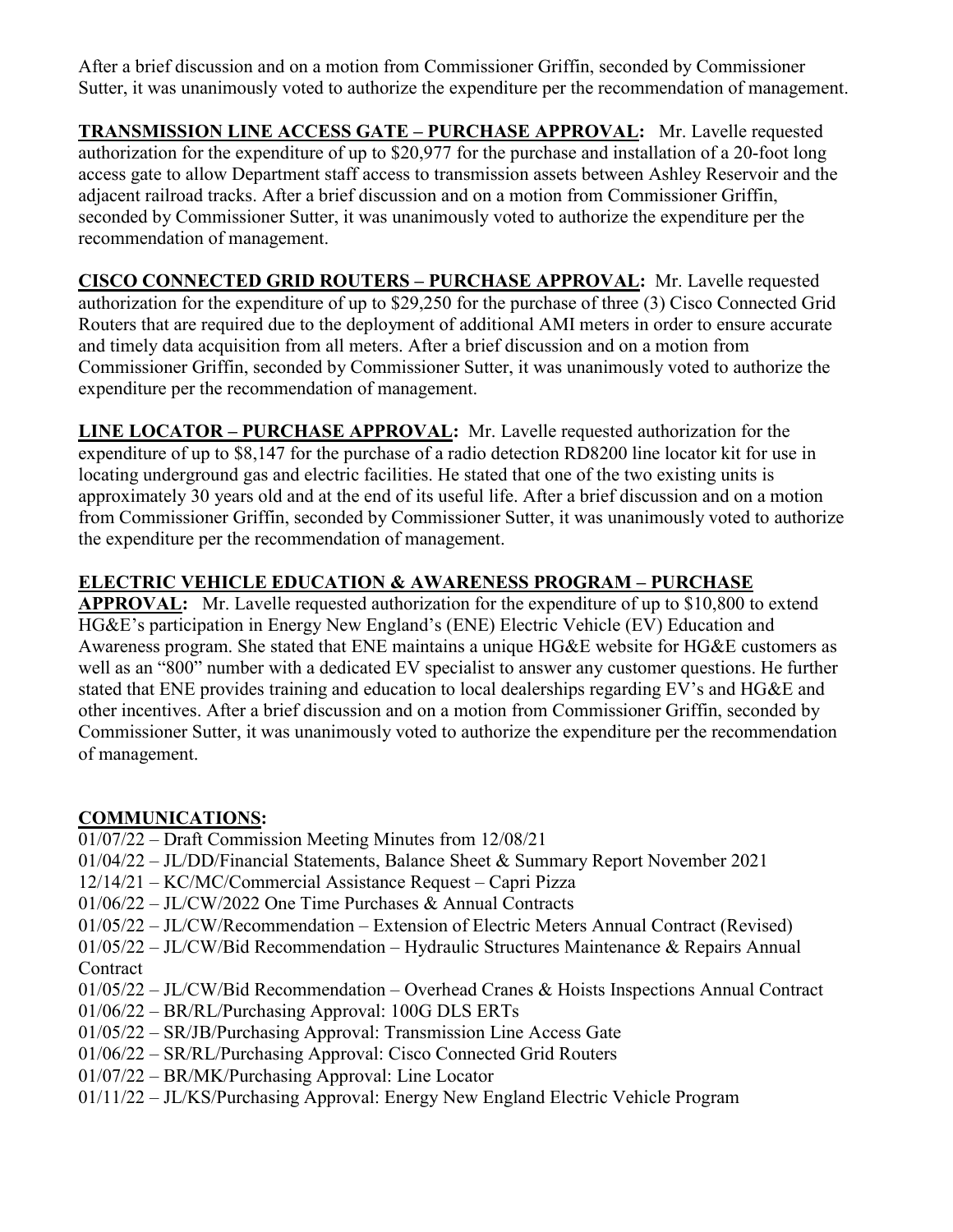After a brief discussion and on a motion from Commissioner Griffin, seconded by Commissioner Sutter, it was unanimously voted to authorize the expenditure per the recommendation of management.

**TRANSMISSION LINE ACCESS GATE – PURCHASE APPROVAL:** Mr. Lavelle requested authorization for the expenditure of up to $20,977 for the purchase and installation of a 20-foot long access gate to allow Department staff access to transmission assets between Ashley Reservoir and the adjacent railroad tracks. After a brief discussion and on a motion from Commissioner Griffin, seconded by Commissioner Sutter, it was unanimously voted to authorize the expenditure per the recommendation of management.

**CISCO CONNECTED GRID ROUTERS – PURCHASE APPROVAL:** Mr. Lavelle requested authorization for the expenditure of up to $29,250 for the purchase of three (3) Cisco Connected Grid Routers that are required due to the deployment of additional AMI meters in order to ensure accurate and timely data acquisition from all meters. After a brief discussion and on a motion from Commissioner Griffin, seconded by Commissioner Sutter, it was unanimously voted to authorize the expenditure per the recommendation of management.

**LINE LOCATOR – PURCHASE APPROVAL:** Mr. Lavelle requested authorization for the expenditure of up to $8,147 for the purchase of a radio detection RD8200 line locator kit for use in locating underground gas and electric facilities. He stated that one of the two existing units is approximately 30 years old and at the end of its useful life. After a brief discussion and on a motion from Commissioner Griffin, seconded by Commissioner Sutter, it was unanimously voted to authorize the expenditure per the recommendation of management.

**ELECTRIC VEHICLE EDUCATION & AWARENESS PROGRAM – PURCHASE APPROVAL:** Mr. Lavelle requested authorization for the expenditure of up to $10,800 to extend HG&E's participation in Energy New England's (ENE) Electric Vehicle (EV) Education and Awareness program. She stated that ENE maintains a unique HG&E website for HG&E customers as well as an "800" number with a dedicated EV specialist to answer any customer questions. He further stated that ENE provides training and education to local dealerships regarding EV's and HG&E and other incentives. After a brief discussion and on a motion from Commissioner Griffin, seconded by Commissioner Sutter, it was unanimously voted to authorize the expenditure per the recommendation of management.

**COMMUNICATIONS:**

01/07/22 – Draft Commission Meeting Minutes from 12/08/21
01/04/22 – JL/DD/Financial Statements, Balance Sheet & Summary Report November 2021
12/14/21 – KC/MC/Commercial Assistance Request – Capri Pizza
01/06/22 – JL/CW/2022 One Time Purchases & Annual Contracts
01/05/22 – JL/CW/Recommendation – Extension of Electric Meters Annual Contract (Revised)
01/05/22 – JL/CW/Bid Recommendation – Hydraulic Structures Maintenance & Repairs Annual Contract
01/05/22 – JL/CW/Bid Recommendation – Overhead Cranes & Hoists Inspections Annual Contract
01/06/22 – BR/RL/Purchasing Approval: 100G DLS ERTs
01/05/22 – SR/JB/Purchasing Approval: Transmission Line Access Gate
01/06/22 – SR/RL/Purchasing Approval: Cisco Connected Grid Routers
01/07/22 – BR/MK/Purchasing Approval: Line Locator
01/11/22 – JL/KS/Purchasing Approval: Energy New England Electric Vehicle Program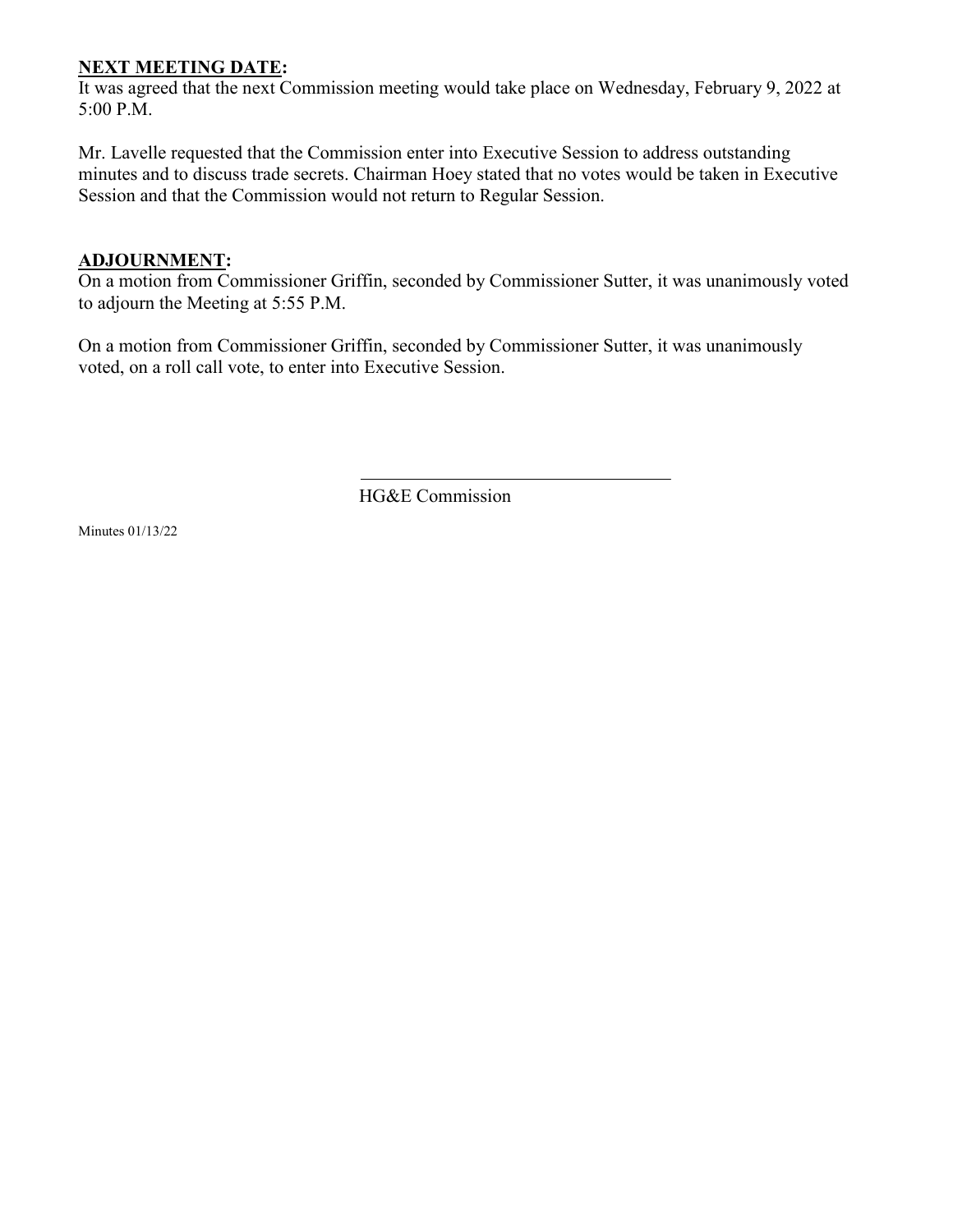**NEXT MEETING DATE:**
It was agreed that the next Commission meeting would take place on Wednesday, February 9, 2022 at 5:00 P.M.

Mr. Lavelle requested that the Commission enter into Executive Session to address outstanding minutes and to discuss trade secrets. Chairman Hoey stated that no votes would be taken in Executive Session and that the Commission would not return to Regular Session.

**ADJOURNMENT:**
On a motion from Commissioner Griffin, seconded by Commissioner Sutter, it was unanimously voted to adjourn the Meeting at 5:55 P.M.

On a motion from Commissioner Griffin, seconded by Commissioner Sutter, it was unanimously voted, on a roll call vote, to enter into Executive Session.

\_\_\_\_\_\_\_\_\_\_\_\_\_\_\_\_\_\_\_\_\_\_\_\_\_\_\_\_\_\_\_\_\_\_\_\_

HG&E Commission

Minutes 01/13/22